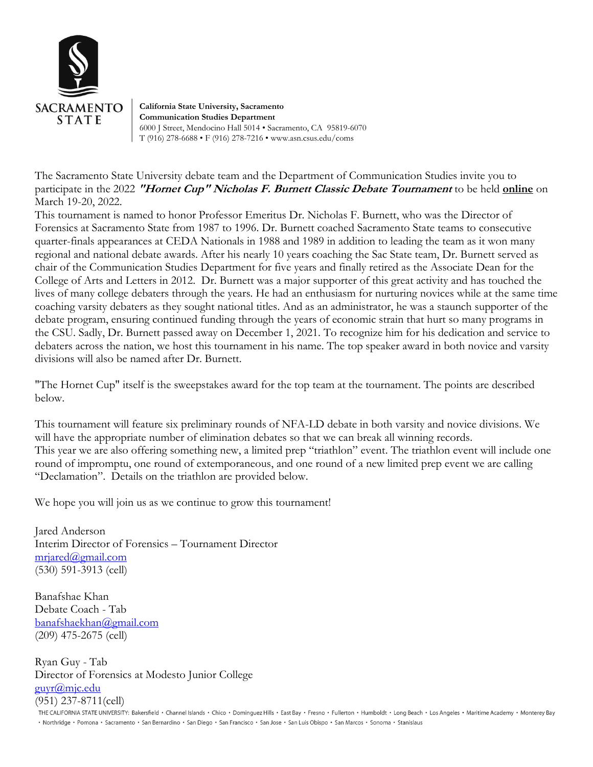SACRAMENTO STATE

**California State University, Sacramento**
**Communication Studies Department**
6000 J Street, Mendocino Hall 5014 • Sacramento, CA 95819-6070
T (916) 278-6688 • F (916) 278-7216 • www.asn.csus.edu/coms

The Sacramento State University debate team and the Department of Communication Studies invite you to participate in the 2022 ***"Hornet Cup" Nicholas F. Burnett Classic Debate Tournament*** to be held **online** on March 19-20, 2022.

This tournament is named to honor Professor Emeritus Dr. Nicholas F. Burnett, who was the Director of Forensics at Sacramento State from 1987 to 1996. Dr. Burnett coached Sacramento State teams to consecutive quarter-finals appearances at CEDA Nationals in 1988 and 1989 in addition to leading the team as it won many regional and national debate awards. After his nearly 10 years coaching the Sac State team, Dr. Burnett served as chair of the Communication Studies Department for five years and finally retired as the Associate Dean for the College of Arts and Letters in 2012. Dr. Burnett was a major supporter of this great activity and has touched the lives of many college debaters through the years. He had an enthusiasm for nurturing novices while at the same time coaching varsity debaters as they sought national titles. And as an administrator, he was a staunch supporter of the debate program, ensuring continued funding through the years of economic strain that hurt so many programs in the CSU. Sadly, Dr. Burnett passed away on December 1, 2021. To recognize him for his dedication and service to debaters across the nation, we host this tournament in his name. The top speaker award in both novice and varsity divisions will also be named after Dr. Burnett.

"The Hornet Cup" itself is the sweepstakes award for the top team at the tournament. The points are described below.

This tournament will feature six preliminary rounds of NFA-LD debate in both varsity and novice divisions. We will have the appropriate number of elimination debates so that we can break all winning records.

This year we are also offering something new, a limited prep "triathlon" event. The triathlon event will include one round of impromptu, one round of extemporaneous, and one round of a new limited prep event we are calling "Declamation". Details on the triathlon are provided below.

We hope you will join us as we continue to grow this tournament!

Jared Anderson
Interim Director of Forensics – Tournament Director
mrjared@gmail.com
(530) 591-3913 (cell)

Banafshae Khan
Debate Coach - Tab
banafshaekhan@gmail.com
(209) 475-2675 (cell)

Ryan Guy - Tab
Director of Forensics at Modesto Junior College
guyr@mjc.edu
(951) 237-8711(cell)

THE CALIFORNIA STATE UNIVERSITY: Bakersfield • Channel Islands • Chico • Dominguez Hills • East Bay • Fresno • Fullerton • Humboldt • Long Beach • Los Angeles • Maritime Academy • Monterey Bay • Northridge • Pomona • Sacramento • San Bernardino • San Diego • San Francisco • San Jose • San Luis Obispo • San Marcos • Sonoma • Stanislaus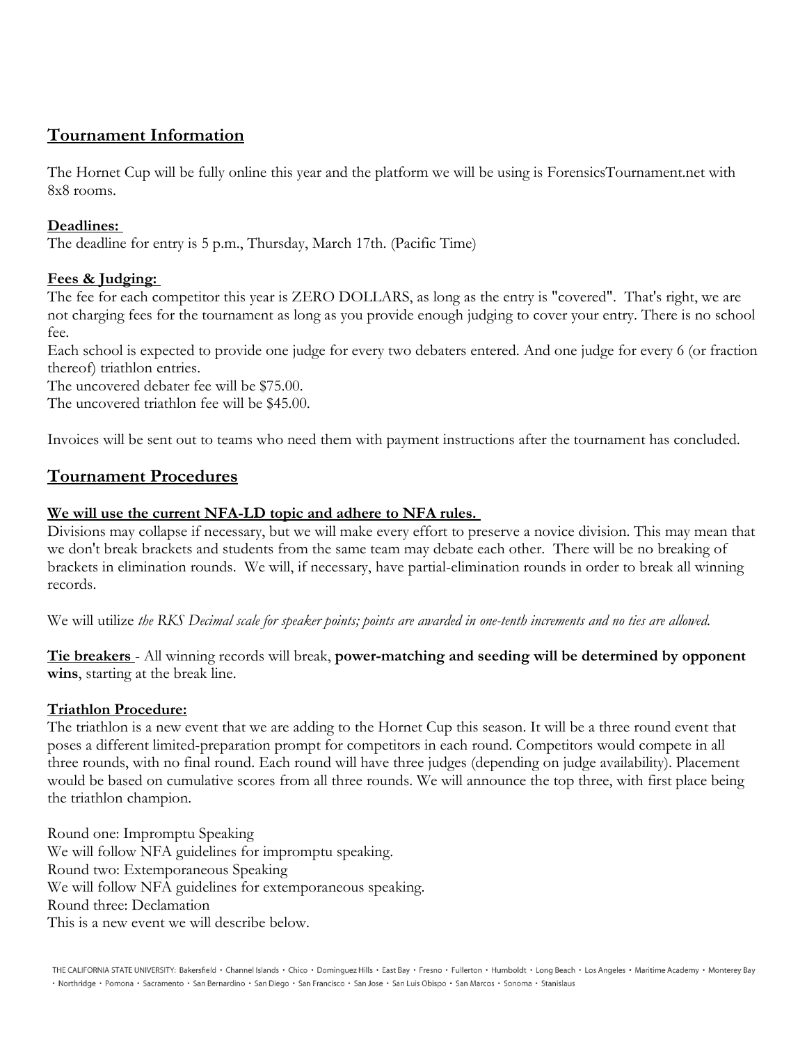## Tournament Information

The Hornet Cup will be fully online this year and the platform we will be using is ForensicsTournament.net with 8x8 rooms.

**Deadlines:**

The deadline for entry is 5 p.m., Thursday, March 17th. (Pacific Time)

**Fees & Judging:**

The fee for each competitor this year is ZERO DOLLARS, as long as the entry is "covered". That's right, we are not charging fees for the tournament as long as you provide enough judging to cover your entry. There is no school fee.

Each school is expected to provide one judge for every two debaters entered. And one judge for every 6 (or fraction thereof) triathlon entries.

The uncovered debater fee will be $75.00.

The uncovered triathlon fee will be $45.00.

Invoices will be sent out to teams who need them with payment instructions after the tournament has concluded.

## Tournament Procedures

**We will use the current NFA-LD topic and adhere to NFA rules.**

Divisions may collapse if necessary, but we will make every effort to preserve a novice division. This may mean that we don't break brackets and students from the same team may debate each other. There will be no breaking of brackets in elimination rounds. We will, if necessary, have partial-elimination rounds in order to break all winning records.

We will utilize *the RKS Decimal scale for speaker points; points are awarded in one-tenth increments and no ties are allowed.*

**Tie breakers** - All winning records will break, **power-matching and seeding will be determined by opponent wins**, starting at the break line.

**Triathlon Procedure:**

The triathlon is a new event that we are adding to the Hornet Cup this season. It will be a three round event that poses a different limited-preparation prompt for competitors in each round. Competitors would compete in all three rounds, with no final round. Each round will have three judges (depending on judge availability). Placement would be based on cumulative scores from all three rounds. We will announce the top three, with first place being the triathlon champion.

Round one: Impromptu Speaking

We will follow NFA guidelines for impromptu speaking.

Round two: Extemporaneous Speaking

We will follow NFA guidelines for extemporaneous speaking.

Round three: Declamation

This is a new event we will describe below.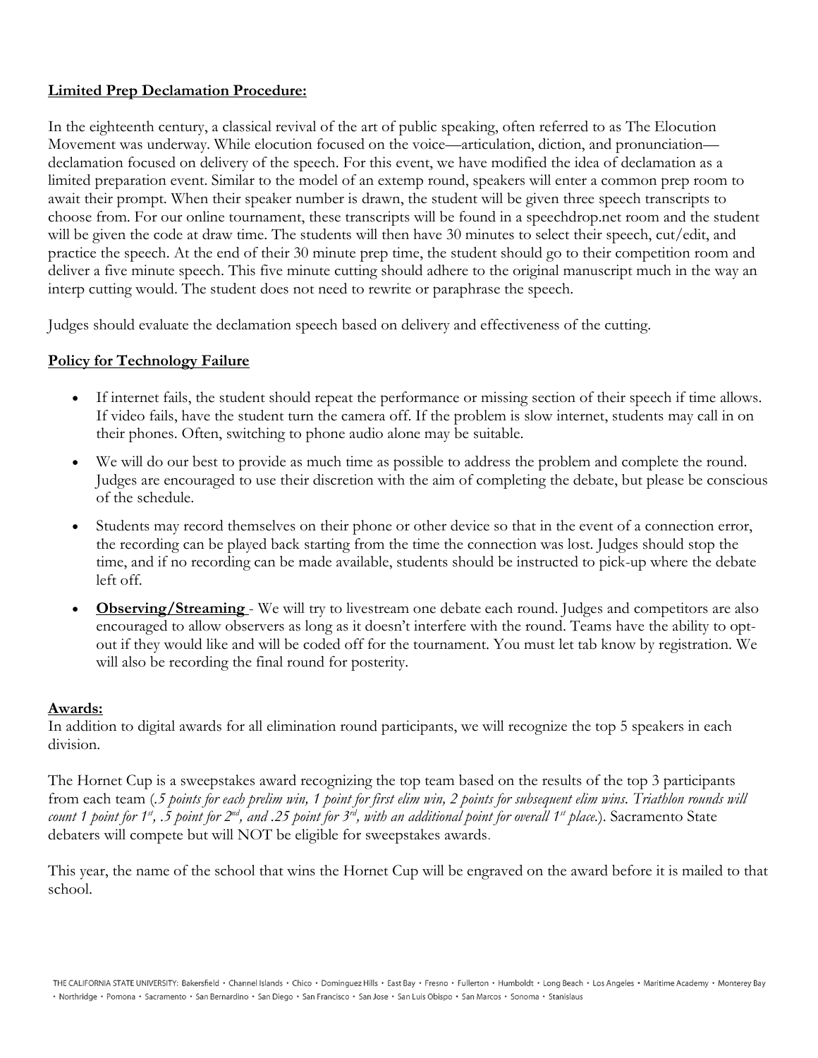**Limited Prep Declamation Procedure:**

In the eighteenth century, a classical revival of the art of public speaking, often referred to as The Elocution Movement was underway. While elocution focused on the voice—articulation, diction, and pronunciation—declamation focused on delivery of the speech. For this event, we have modified the idea of declamation as a limited preparation event. Similar to the model of an extemp round, speakers will enter a common prep room to await their prompt. When their speaker number is drawn, the student will be given three speech transcripts to choose from. For our online tournament, these transcripts will be found in a speechdrop.net room and the student will be given the code at draw time. The students will then have 30 minutes to select their speech, cut/edit, and practice the speech. At the end of their 30 minute prep time, the student should go to their competition room and deliver a five minute speech. This five minute cutting should adhere to the original manuscript much in the way an interp cutting would. The student does not need to rewrite or paraphrase the speech.

Judges should evaluate the declamation speech based on delivery and effectiveness of the cutting.

**Policy for Technology Failure**

- If internet fails, the student should repeat the performance or missing section of their speech if time allows. If video fails, have the student turn the camera off. If the problem is slow internet, students may call in on their phones. Often, switching to phone audio alone may be suitable.
- We will do our best to provide as much time as possible to address the problem and complete the round. Judges are encouraged to use their discretion with the aim of completing the debate, but please be conscious of the schedule.
- Students may record themselves on their phone or other device so that in the event of a connection error, the recording can be played back starting from the time the connection was lost. Judges should stop the time, and if no recording can be made available, students should be instructed to pick-up where the debate left off.
- **Observing/Streaming** - We will try to livestream one debate each round. Judges and competitors are also encouraged to allow observers as long as it doesn't interfere with the round. Teams have the ability to opt-out if they would like and will be coded off for the tournament. You must let tab know by registration. We will also be recording the final round for posterity.

**Awards:**

In addition to digital awards for all elimination round participants, we will recognize the top 5 speakers in each division.

The Hornet Cup is a sweepstakes award recognizing the top team based on the results of the top 3 participants from each team (*.5 points for each prelim win, 1 point for first elim win, 2 points for subsequent elim wins. Triathlon rounds will count 1 point for 1st, .5 point for 2nd, and .25 point for 3rd, with an additional point for overall 1st place.*). Sacramento State debaters will compete but will NOT be eligible for sweepstakes awards.

This year, the name of the school that wins the Hornet Cup will be engraved on the award before it is mailed to that school.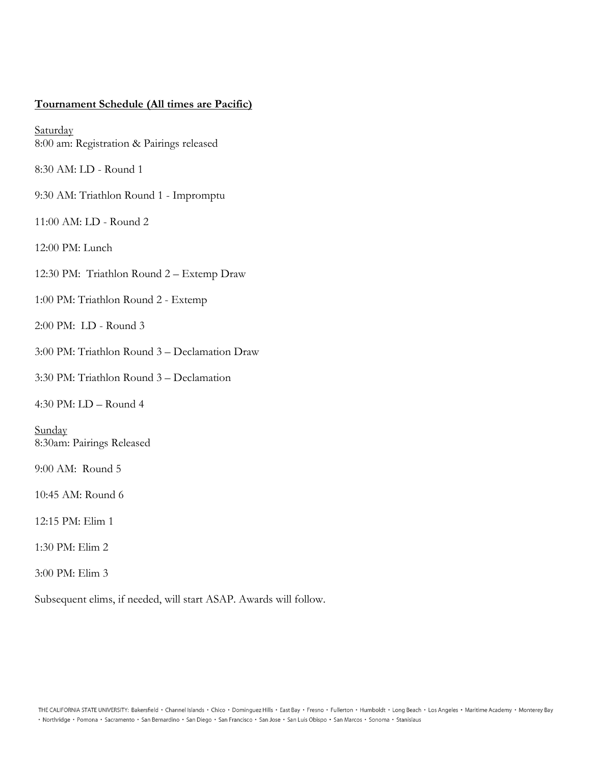**<u>Tournament Schedule (All times are Pacific)</u>**

<u>Saturday</u>
8:00 am: Registration & Pairings released

8:30 AM: LD - Round 1

9:30 AM: Triathlon Round 1 - Impromptu

11:00 AM: LD - Round 2

12:00 PM: Lunch

12:30 PM: Triathlon Round 2 – Extemp Draw

1:00 PM: Triathlon Round 2 - Extemp

2:00 PM: LD - Round 3

3:00 PM: Triathlon Round 3 – Declamation Draw

3:30 PM: Triathlon Round 3 – Declamation

4:30 PM: LD – Round 4

<u>Sunday</u>
8:30am: Pairings Released

9:00 AM: Round 5

10:45 AM: Round 6

12:15 PM: Elim 1

1:30 PM: Elim 2

3:00 PM: Elim 3

Subsequent elims, if needed, will start ASAP. Awards will follow.